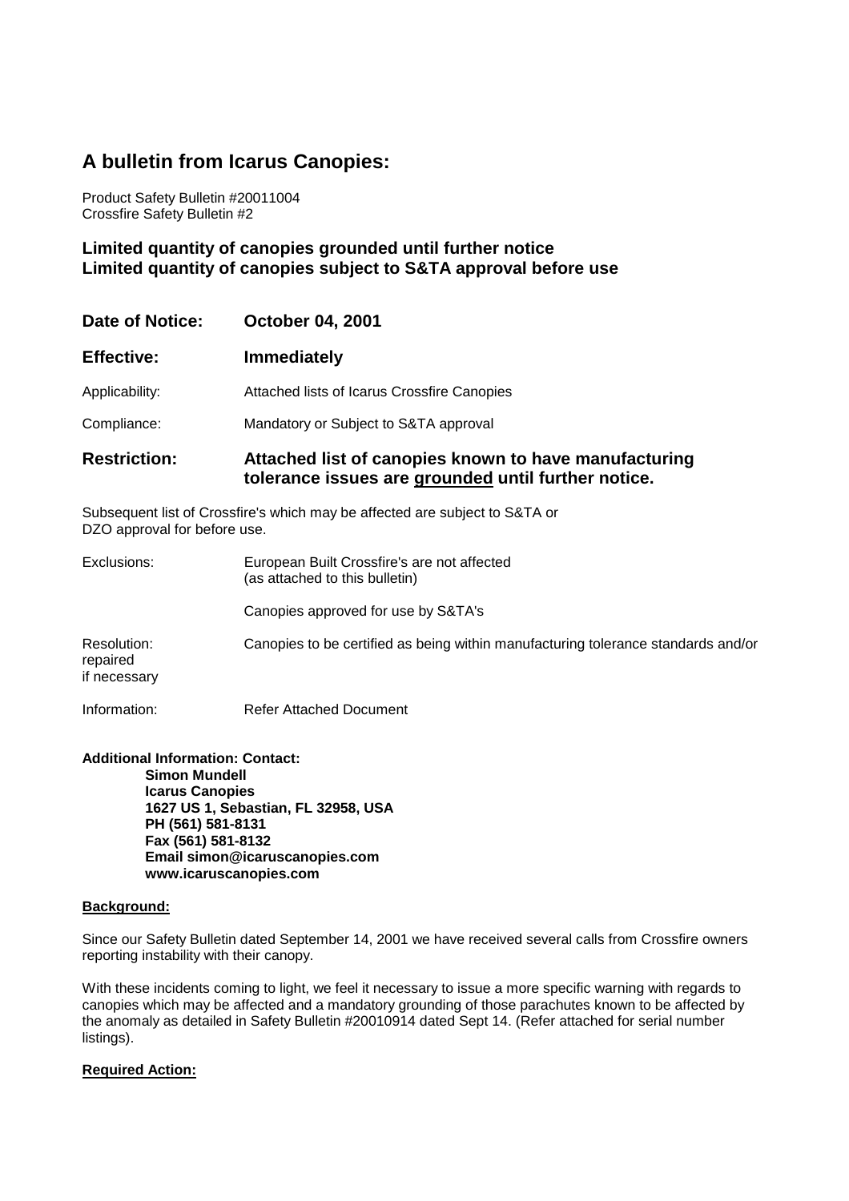# A bulletin from Icarus Canopies:

Product Safety Bulletin #20011004
Crossfire Safety Bulletin #2

### Limited quantity of canopies grounded until further notice
### Limited quantity of canopies subject to S&TA approval before use

**Date of Notice:** **October 04, 2001**

**Effective:** **Immediately**

Applicability: Attached lists of Icarus Crossfire Canopies

Compliance: Mandatory or Subject to S&TA approval

**Restriction:** **Attached list of canopies known to have manufacturing tolerance issues are grounded until further notice.**

Subsequent list of Crossfire's which may be affected are subject to S&TA or DZO approval for before use.

Exclusions: European Built Crossfire's are not affected (as attached to this bulletin)

Canopies approved for use by S&TA's

Resolution: Canopies to be certified as being within manufacturing tolerance standards and/or repaired if necessary

Information: Refer Attached Document

**Additional Information: Contact:**
**Simon Mundell**
**Icarus Canopies**
**1627 US 1, Sebastian, FL 32958, USA**
**PH (561) 581-8131**
**Fax (561) 581-8132**
**Email simon@icaruscanopies.com**
**www.icaruscanopies.com**

**Background:**

Since our Safety Bulletin dated September 14, 2001 we have received several calls from Crossfire owners reporting instability with their canopy.

With these incidents coming to light, we feel it necessary to issue a more specific warning with regards to canopies which may be affected and a mandatory grounding of those parachutes known to be affected by the anomaly as detailed in Safety Bulletin #20010914 dated Sept 14. (Refer attached for serial number listings).

**Required Action:**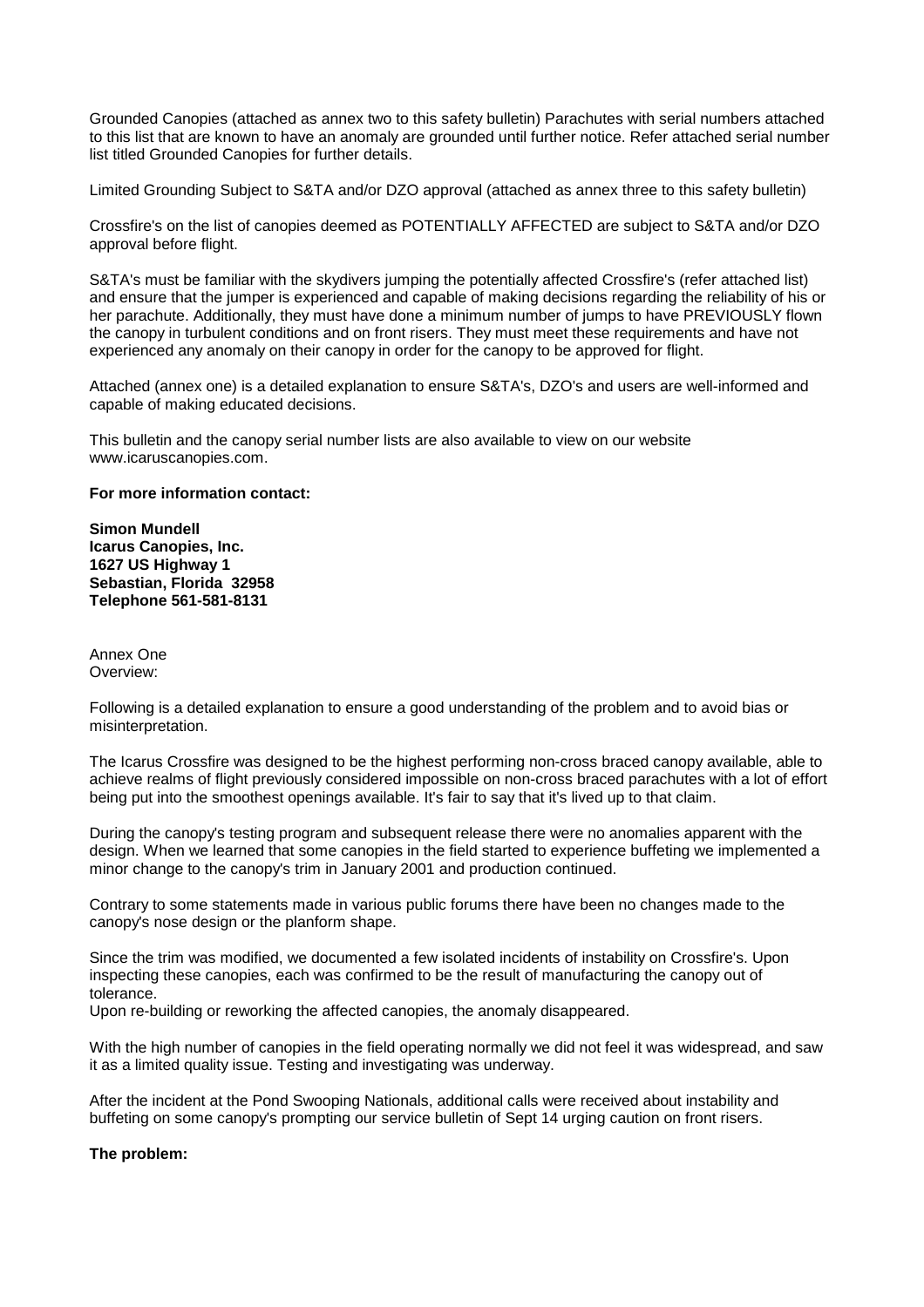Grounded Canopies (attached as annex two to this safety bulletin) Parachutes with serial numbers attached to this list that are known to have an anomaly are grounded until further notice. Refer attached serial number list titled Grounded Canopies for further details.

Limited Grounding Subject to S&TA and/or DZO approval (attached as annex three to this safety bulletin)

Crossfire's on the list of canopies deemed as POTENTIALLY AFFECTED are subject to S&TA and/or DZO approval before flight.

S&TA's must be familiar with the skydivers jumping the potentially affected Crossfire's (refer attached list) and ensure that the jumper is experienced and capable of making decisions regarding the reliability of his or her parachute. Additionally, they must have done a minimum number of jumps to have PREVIOUSLY flown the canopy in turbulent conditions and on front risers. They must meet these requirements and have not experienced any anomaly on their canopy in order for the canopy to be approved for flight.

Attached (annex one) is a detailed explanation to ensure S&TA's, DZO's and users are well-informed and capable of making educated decisions.

This bulletin and the canopy serial number lists are also available to view on our website www.icaruscanopies.com.

**For more information contact:**

**Simon Mundell**
**Icarus Canopies, Inc.**
**1627 US Highway 1**
**Sebastian, Florida 32958**
**Telephone 561-581-8131**

Annex One
Overview:

Following is a detailed explanation to ensure a good understanding of the problem and to avoid bias or misinterpretation.

The Icarus Crossfire was designed to be the highest performing non-cross braced canopy available, able to achieve realms of flight previously considered impossible on non-cross braced parachutes with a lot of effort being put into the smoothest openings available. It's fair to say that it's lived up to that claim.

During the canopy's testing program and subsequent release there were no anomalies apparent with the design. When we learned that some canopies in the field started to experience buffeting we implemented a minor change to the canopy's trim in January 2001 and production continued.

Contrary to some statements made in various public forums there have been no changes made to the canopy's nose design or the planform shape.

Since the trim was modified, we documented a few isolated incidents of instability on Crossfire's. Upon inspecting these canopies, each was confirmed to be the result of manufacturing the canopy out of tolerance.
Upon re-building or reworking the affected canopies, the anomaly disappeared.

With the high number of canopies in the field operating normally we did not feel it was widespread, and saw it as a limited quality issue. Testing and investigating was underway.

After the incident at the Pond Swooping Nationals, additional calls were received about instability and buffeting on some canopy's prompting our service bulletin of Sept 14 urging caution on front risers.

**The problem:**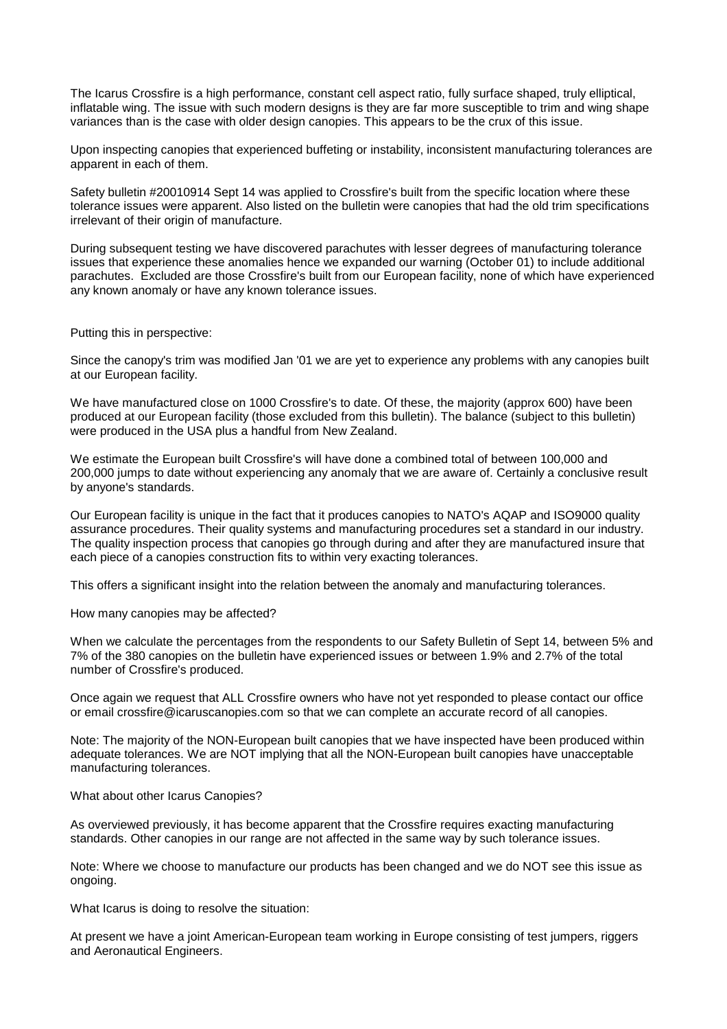The Icarus Crossfire is a high performance, constant cell aspect ratio, fully surface shaped, truly elliptical, inflatable wing. The issue with such modern designs is they are far more susceptible to trim and wing shape variances than is the case with older design canopies. This appears to be the crux of this issue.

Upon inspecting canopies that experienced buffeting or instability, inconsistent manufacturing tolerances are apparent in each of them.

Safety bulletin #20010914 Sept 14 was applied to Crossfire's built from the specific location where these tolerance issues were apparent. Also listed on the bulletin were canopies that had the old trim specifications irrelevant of their origin of manufacture.

During subsequent testing we have discovered parachutes with lesser degrees of manufacturing tolerance issues that experience these anomalies hence we expanded our warning (October 01) to include additional parachutes. Excluded are those Crossfire's built from our European facility, none of which have experienced any known anomaly or have any known tolerance issues.

Putting this in perspective:

Since the canopy's trim was modified Jan '01 we are yet to experience any problems with any canopies built at our European facility.

We have manufactured close on 1000 Crossfire's to date. Of these, the majority (approx 600) have been produced at our European facility (those excluded from this bulletin). The balance (subject to this bulletin) were produced in the USA plus a handful from New Zealand.

We estimate the European built Crossfire's will have done a combined total of between 100,000 and 200,000 jumps to date without experiencing any anomaly that we are aware of. Certainly a conclusive result by anyone's standards.

Our European facility is unique in the fact that it produces canopies to NATO's AQAP and ISO9000 quality assurance procedures. Their quality systems and manufacturing procedures set a standard in our industry. The quality inspection process that canopies go through during and after they are manufactured insure that each piece of a canopies construction fits to within very exacting tolerances.

This offers a significant insight into the relation between the anomaly and manufacturing tolerances.

How many canopies may be affected?

When we calculate the percentages from the respondents to our Safety Bulletin of Sept 14, between 5% and 7% of the 380 canopies on the bulletin have experienced issues or between 1.9% and 2.7% of the total number of Crossfire's produced.

Once again we request that ALL Crossfire owners who have not yet responded to please contact our office or email crossfire@icaruscanopies.com so that we can complete an accurate record of all canopies.

Note: The majority of the NON-European built canopies that we have inspected have been produced within adequate tolerances. We are NOT implying that all the NON-European built canopies have unacceptable manufacturing tolerances.

What about other Icarus Canopies?

As overviewed previously, it has become apparent that the Crossfire requires exacting manufacturing standards. Other canopies in our range are not affected in the same way by such tolerance issues.

Note: Where we choose to manufacture our products has been changed and we do NOT see this issue as ongoing.

What Icarus is doing to resolve the situation:

At present we have a joint American-European team working in Europe consisting of test jumpers, riggers and Aeronautical Engineers.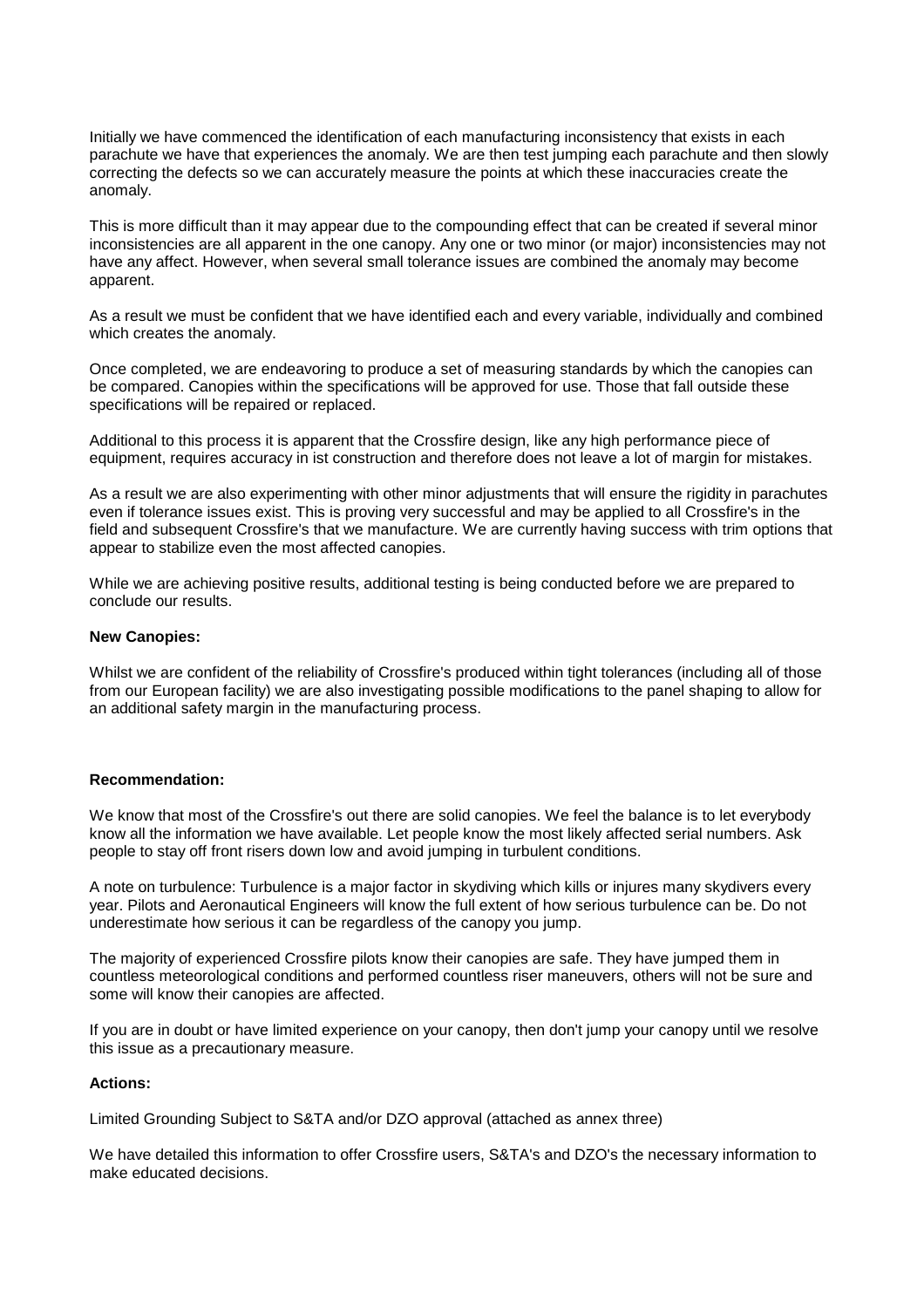Initially we have commenced the identification of each manufacturing inconsistency that exists in each parachute we have that experiences the anomaly. We are then test jumping each parachute and then slowly correcting the defects so we can accurately measure the points at which these inaccuracies create the anomaly.

This is more difficult than it may appear due to the compounding effect that can be created if several minor inconsistencies are all apparent in the one canopy. Any one or two minor (or major) inconsistencies may not have any affect. However, when several small tolerance issues are combined the anomaly may become apparent.

As a result we must be confident that we have identified each and every variable, individually and combined which creates the anomaly.

Once completed, we are endeavoring to produce a set of measuring standards by which the canopies can be compared. Canopies within the specifications will be approved for use. Those that fall outside these specifications will be repaired or replaced.

Additional to this process it is apparent that the Crossfire design, like any high performance piece of equipment, requires accuracy in ist construction and therefore does not leave a lot of margin for mistakes.

As a result we are also experimenting with other minor adjustments that will ensure the rigidity in parachutes even if tolerance issues exist. This is proving very successful and may be applied to all Crossfire's in the field and subsequent Crossfire's that we manufacture. We are currently having success with trim options that appear to stabilize even the most affected canopies.

While we are achieving positive results, additional testing is being conducted before we are prepared to conclude our results.

**New Canopies:**

Whilst we are confident of the reliability of Crossfire's produced within tight tolerances (including all of those from our European facility) we are also investigating possible modifications to the panel shaping to allow for an additional safety margin in the manufacturing process.

**Recommendation:**

We know that most of the Crossfire's out there are solid canopies. We feel the balance is to let everybody know all the information we have available. Let people know the most likely affected serial numbers. Ask people to stay off front risers down low and avoid jumping in turbulent conditions.

A note on turbulence: Turbulence is a major factor in skydiving which kills or injures many skydivers every year. Pilots and Aeronautical Engineers will know the full extent of how serious turbulence can be. Do not underestimate how serious it can be regardless of the canopy you jump.

The majority of experienced Crossfire pilots know their canopies are safe. They have jumped them in countless meteorological conditions and performed countless riser maneuvers, others will not be sure and some will know their canopies are affected.

If you are in doubt or have limited experience on your canopy, then don't jump your canopy until we resolve this issue as a precautionary measure.

**Actions:**

Limited Grounding Subject to S&TA and/or DZO approval (attached as annex three)

We have detailed this information to offer Crossfire users, S&TA's and DZO's the necessary information to make educated decisions.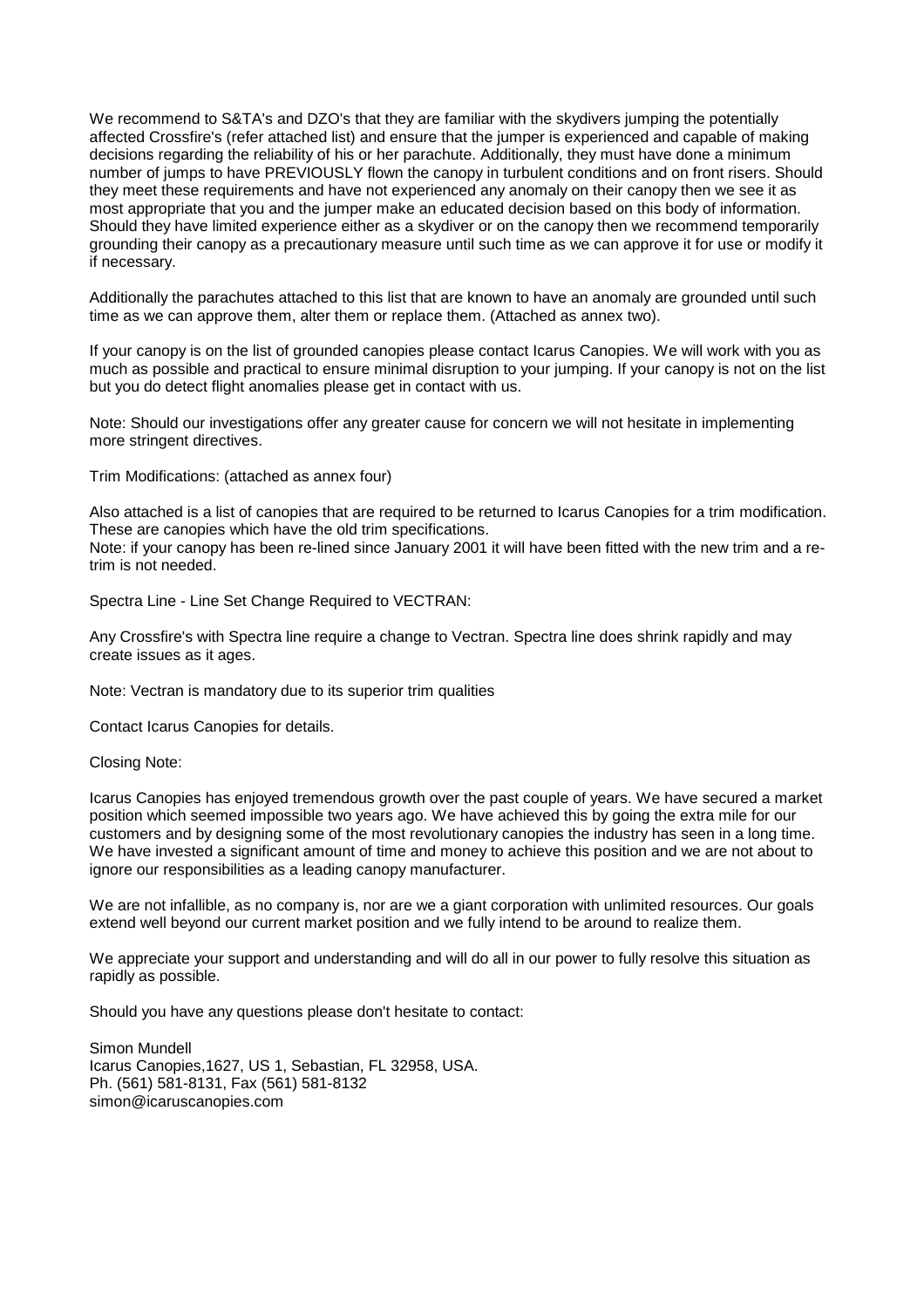We recommend to S&TA's and DZO's that they are familiar with the skydivers jumping the potentially affected Crossfire's (refer attached list) and ensure that the jumper is experienced and capable of making decisions regarding the reliability of his or her parachute. Additionally, they must have done a minimum number of jumps to have PREVIOUSLY flown the canopy in turbulent conditions and on front risers. Should they meet these requirements and have not experienced any anomaly on their canopy then we see it as most appropriate that you and the jumper make an educated decision based on this body of information. Should they have limited experience either as a skydiver or on the canopy then we recommend temporarily grounding their canopy as a precautionary measure until such time as we can approve it for use or modify it if necessary.

Additionally the parachutes attached to this list that are known to have an anomaly are grounded until such time as we can approve them, alter them or replace them. (Attached as annex two).

If your canopy is on the list of grounded canopies please contact Icarus Canopies. We will work with you as much as possible and practical to ensure minimal disruption to your jumping. If your canopy is not on the list but you do detect flight anomalies please get in contact with us.

Note: Should our investigations offer any greater cause for concern we will not hesitate in implementing more stringent directives.

Trim Modifications: (attached as annex four)

Also attached is a list of canopies that are required to be returned to Icarus Canopies for a trim modification. These are canopies which have the old trim specifications.
Note: if your canopy has been re-lined since January 2001 it will have been fitted with the new trim and a re-trim is not needed.

Spectra Line - Line Set Change Required to VECTRAN:

Any Crossfire's with Spectra line require a change to Vectran. Spectra line does shrink rapidly and may create issues as it ages.

Note: Vectran is mandatory due to its superior trim qualities

Contact Icarus Canopies for details.

Closing Note:

Icarus Canopies has enjoyed tremendous growth over the past couple of years. We have secured a market position which seemed impossible two years ago. We have achieved this by going the extra mile for our customers and by designing some of the most revolutionary canopies the industry has seen in a long time. We have invested a significant amount of time and money to achieve this position and we are not about to ignore our responsibilities as a leading canopy manufacturer.

We are not infallible, as no company is, nor are we a giant corporation with unlimited resources. Our goals extend well beyond our current market position and we fully intend to be around to realize them.

We appreciate your support and understanding and will do all in our power to fully resolve this situation as rapidly as possible.

Should you have any questions please don't hesitate to contact:

Simon Mundell
Icarus Canopies,1627, US 1, Sebastian, FL 32958, USA.
Ph. (561) 581-8131, Fax (561) 581-8132
simon@icaruscanopies.com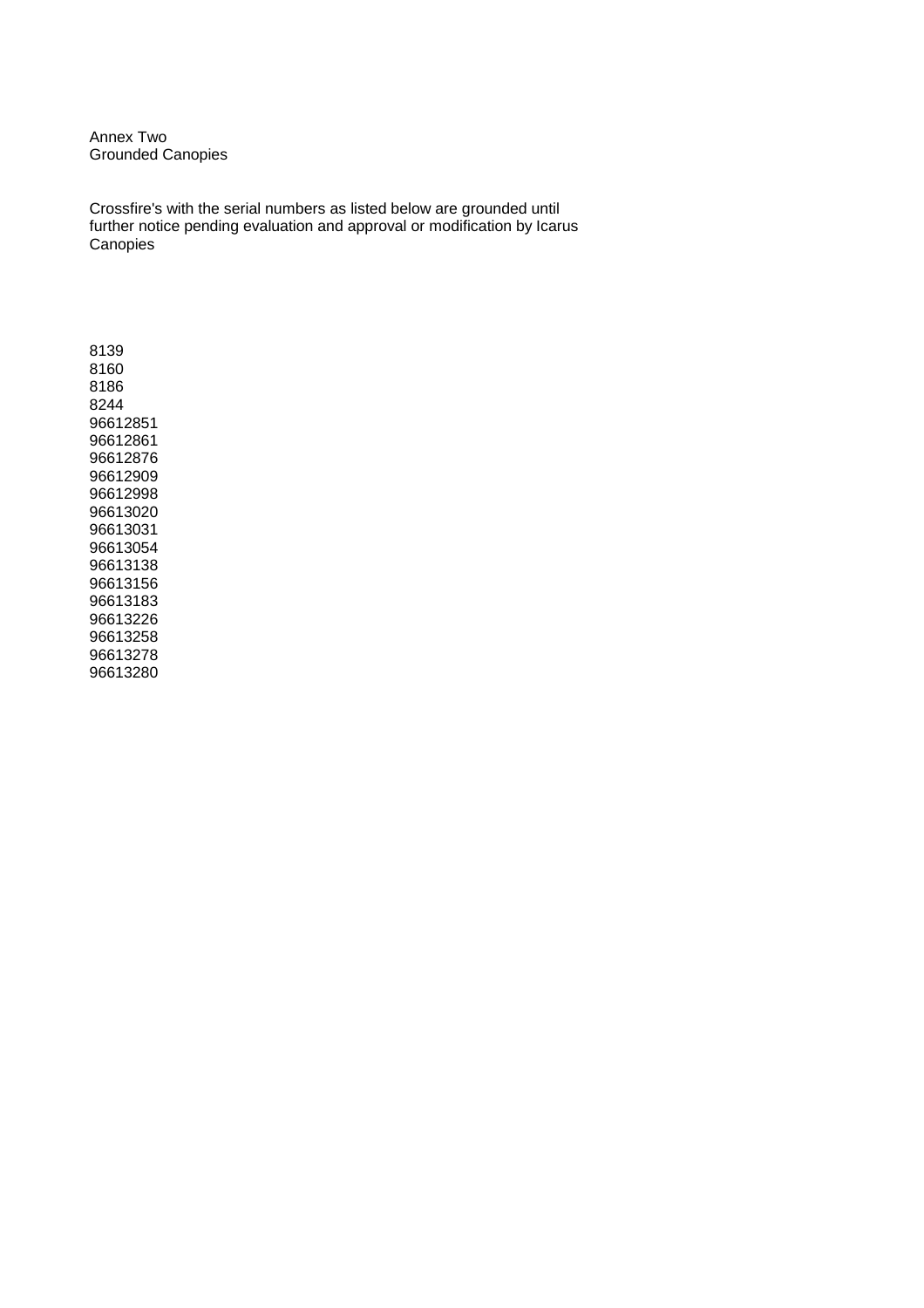Annex Two
Grounded Canopies

Crossfire's with the serial numbers as listed below are grounded until further notice pending evaluation and approval or modification by Icarus Canopies

8139
8160
8186
8244
96612851
96612861
96612876
96612909
96612998
96613020
96613031
96613054
96613138
96613156
96613183
96613226
96613258
96613278
96613280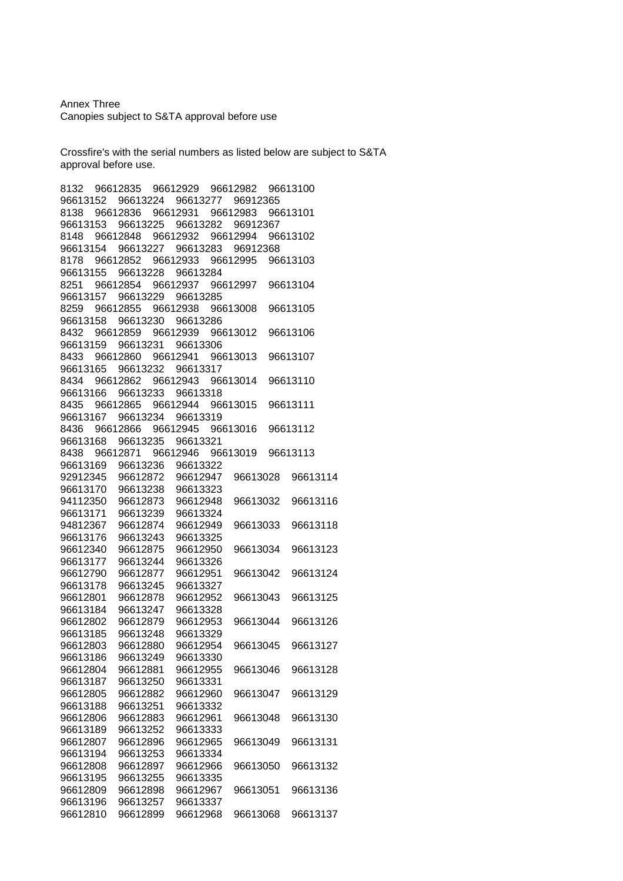Annex Three
Canopies subject to S&TA approval before use

Crossfire's with the serial numbers as listed below are subject to S&TA approval before use.

8132 96612835 96612929 96612982 96613100
96613152 96613224 96613277 96912365
8138 96612836 96612931 96612983 96613101
96613153 96613225 96613282 96912367
8148 96612848 96612932 96612994 96613102
96613154 96613227 96613283 96912368
8178 96612852 96612933 96612995 96613103
96613155 96613228 96613284
8251 96612854 96612937 96612997 96613104
96613157 96613229 96613285
8259 96612855 96612938 96613008 96613105
96613158 96613230 96613286
8432 96612859 96612939 96613012 96613106
96613159 96613231 96613306
8433 96612860 96612941 96613013 96613107
96613165 96613232 96613317
8434 96612862 96612943 96613014 96613110
96613166 96613233 96613318
8435 96612865 96612944 96613015 96613111
96613167 96613234 96613319
8436 96612866 96612945 96613016 96613112
96613168 96613235 96613321
8438 96612871 96612946 96613019 96613113
96613169 96613236 96613322
92912345 96612872 96612947 96613028 96613114
96613170 96613238 96613323
94112350 96612873 96612948 96613032 96613116
96613171 96613239 96613324
94812367 96612874 96612949 96613033 96613118
96613176 96613243 96613325
96612340 96612875 96612950 96613034 96613123
96613177 96613244 96613326
96612790 96612877 96612951 96613042 96613124
96613178 96613245 96613327
96612801 96612878 96612952 96613043 96613125
96613184 96613247 96613328
96612802 96612879 96612953 96613044 96613126
96613185 96613248 96613329
96612803 96612880 96612954 96613045 96613127
96613186 96613249 96613330
96612804 96612881 96612955 96613046 96613128
96613187 96613250 96613331
96612805 96612882 96612960 96613047 96613129
96613188 96613251 96613332
96612806 96612883 96612961 96613048 96613130
96613189 96613252 96613333
96612807 96612896 96612965 96613049 96613131
96613194 96613253 96613334
96612808 96612897 96612966 96613050 96613132
96613195 96613255 96613335
96612809 96612898 96612967 96613051 96613136
96613196 96613257 96613337
96612810 96612899 96612968 96613068 96613137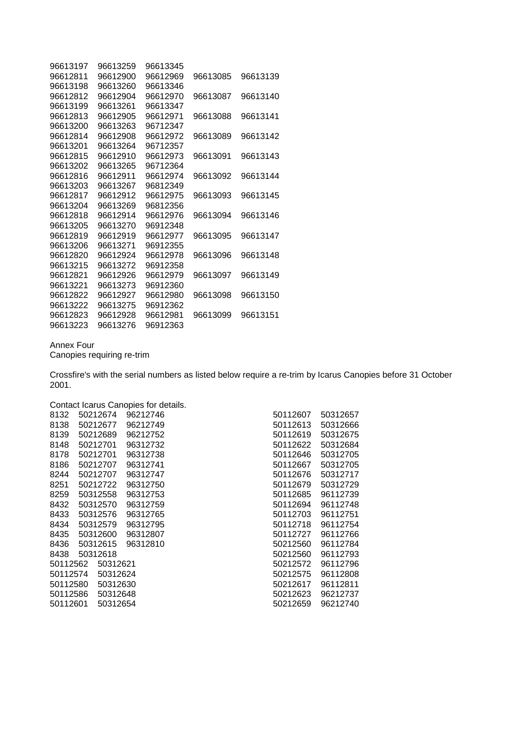| | | | | |
|---|---|---|---|---|
| 96613197 | 96613259 | 96613345 | | |
| 96612811 | 96612900 | 96612969 | 96613085 | 96613139 |
| 96613198 | 96613260 | 96613346 | | |
| 96612812 | 96612904 | 96612970 | 96613087 | 96613140 |
| 96613199 | 96613261 | 96613347 | | |
| 96612813 | 96612905 | 96612971 | 96613088 | 96613141 |
| 96613200 | 96613263 | 96712347 | | |
| 96612814 | 96612908 | 96612972 | 96613089 | 96613142 |
| 96613201 | 96613264 | 96712357 | | |
| 96612815 | 96612910 | 96612973 | 96613091 | 96613143 |
| 96613202 | 96613265 | 96712364 | | |
| 96612816 | 96612911 | 96612974 | 96613092 | 96613144 |
| 96613203 | 96613267 | 96812349 | | |
| 96612817 | 96612912 | 96612975 | 96613093 | 96613145 |
| 96613204 | 96613269 | 96812356 | | |
| 96612818 | 96612914 | 96612976 | 96613094 | 96613146 |
| 96613205 | 96613270 | 96912348 | | |
| 96612819 | 96612919 | 96612977 | 96613095 | 96613147 |
| 96613206 | 96613271 | 96912355 | | |
| 96612820 | 96612924 | 96612978 | 96613096 | 96613148 |
| 96613215 | 96613272 | 96912358 | | |
| 96612821 | 96612926 | 96612979 | 96613097 | 96613149 |
| 96613221 | 96613273 | 96912360 | | |
| 96612822 | 96612927 | 96612980 | 96613098 | 96613150 |
| 96613222 | 96613275 | 96912362 | | |
| 96612823 | 96612928 | 96612981 | 96613099 | 96613151 |
| 96613223 | 96613276 | 96912363 | | |

Annex Four
Canopies requiring re-trim

Crossfire's with the serial numbers as listed below require a re-trim by Icarus Canopies before 31 October 2001.

Contact Icarus Canopies for details.

| | | | | |
|---|---|---|---|---|
| 8132 | 50212674 | 96212746 | 50112607 | 50312657 |
| 8138 | 50212677 | 96212749 | 50112613 | 50312666 |
| 8139 | 50212689 | 96212752 | 50112619 | 50312675 |
| 8148 | 50212701 | 96312732 | 50112622 | 50312684 |
| 8178 | 50212701 | 96312738 | 50112646 | 50312705 |
| 8186 | 50212707 | 96312741 | 50112667 | 50312705 |
| 8244 | 50212707 | 96312747 | 50112676 | 50312717 |
| 8251 | 50212722 | 96312750 | 50112679 | 50312729 |
| 8259 | 50312558 | 96312753 | 50112685 | 96112739 |
| 8432 | 50312570 | 96312759 | 50112694 | 96112748 |
| 8433 | 50312576 | 96312765 | 50112703 | 96112751 |
| 8434 | 50312579 | 96312795 | 50112718 | 96112754 |
| 8435 | 50312600 | 96312807 | 50112727 | 96112766 |
| 8436 | 50312615 | 96312810 | 50212560 | 96112784 |
| 8438 | 50312618 | | 50212560 | 96112793 |
| 50112562 | 50312621 | | 50212572 | 96112796 |
| 50112574 | 50312624 | | 50212575 | 96112808 |
| 50112580 | 50312630 | | 50212617 | 96112811 |
| 50112586 | 50312648 | | 50212623 | 96212737 |
| 50112601 | 50312654 | | 50212659 | 96212740 |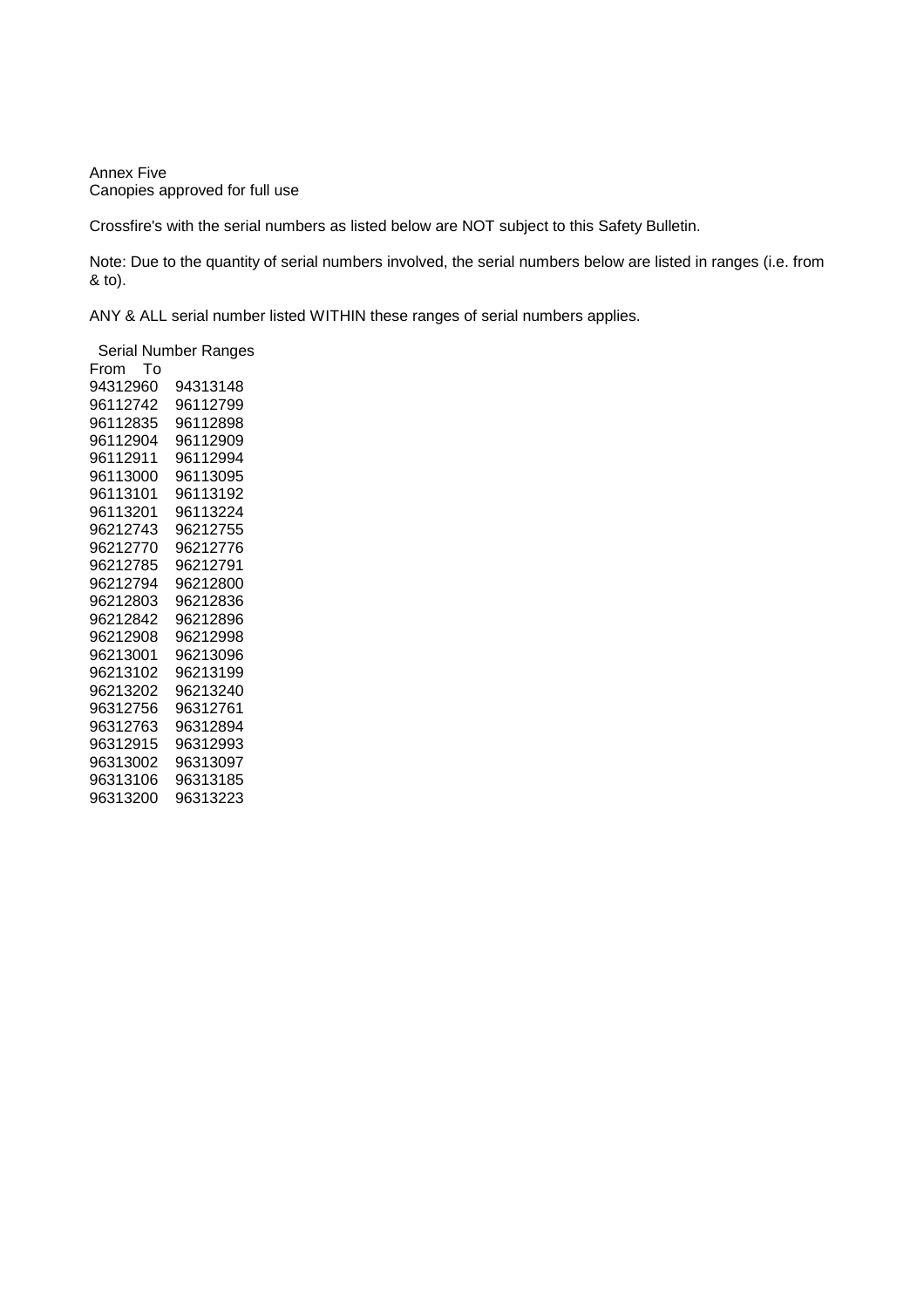Annex Five
Canopies approved for full use

Crossfire's with the serial numbers as listed below are NOT subject to this Safety Bulletin.

Note: Due to the quantity of serial numbers involved, the serial numbers below are listed in ranges (i.e. from & to).

ANY & ALL serial number listed WITHIN these ranges of serial numbers applies.

| Serial Number Ranges | |
|---|---|
| From | To |
| 94312960 | 94313148 |
| 96112742 | 96112799 |
| 96112835 | 96112898 |
| 96112904 | 96112909 |
| 96112911 | 96112994 |
| 96113000 | 96113095 |
| 96113101 | 96113192 |
| 96113201 | 96113224 |
| 96212743 | 96212755 |
| 96212770 | 96212776 |
| 96212785 | 96212791 |
| 96212794 | 96212800 |
| 96212803 | 96212836 |
| 96212842 | 96212896 |
| 96212908 | 96212998 |
| 96213001 | 96213096 |
| 96213102 | 96213199 |
| 96213202 | 96213240 |
| 96312756 | 96312761 |
| 96312763 | 96312894 |
| 96312915 | 96312993 |
| 96313002 | 96313097 |
| 96313106 | 96313185 |
| 96313200 | 96313223 |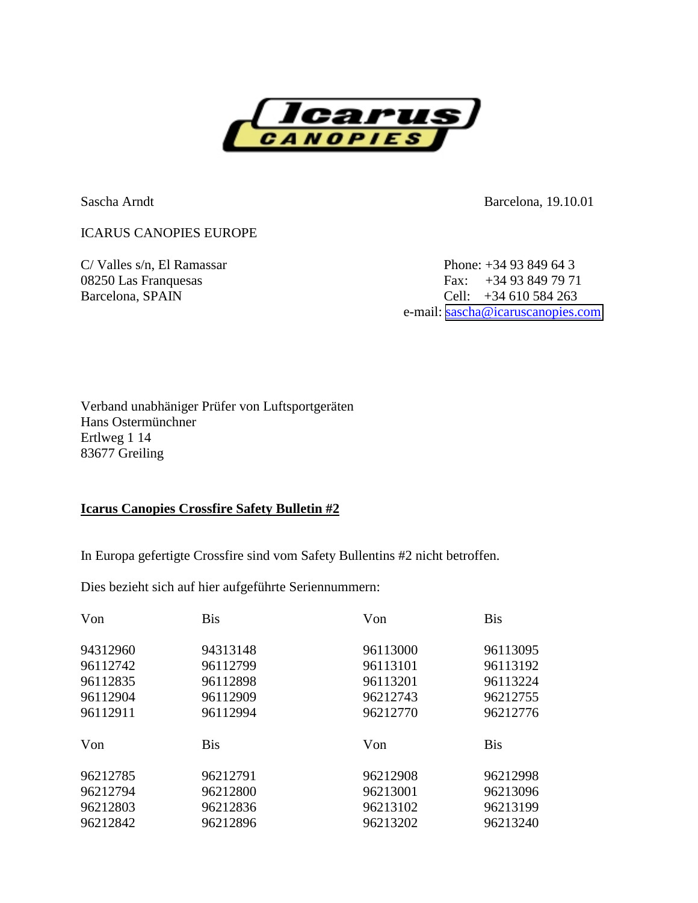Icarus CANOPIES

Sascha Arndt

Barcelona, 19.10.01

ICARUS CANOPIES EUROPE

C/ Valles s/n, El Ramassar
08250 Las Franquesas
Barcelona, SPAIN

Phone: +34 93 849 64 3
Fax: +34 93 849 79 71
Cell: +34 610 584 263
e-mail: sascha@icaruscanopies.com

Verband unabhäniger Prüfer von Luftsportgeräten
Hans Ostermünchner
Ertlweg 1 14
83677 Greiling

**Icarus Canopies Crossfire Safety Bulletin #2**

In Europa gefertigte Crossfire sind vom Safety Bullentins #2 nicht betroffen.

Dies bezieht sich auf hier aufgeführte Seriennummern:

| Von | Bis | Von | Bis |
|---|---|---|---|
| 94312960 | 94313148 | 96113000 | 96113095 |
| 96112742 | 96112799 | 96113101 | 96113192 |
| 96112835 | 96112898 | 96113201 | 96113224 |
| 96112904 | 96112909 | 96212743 | 96212755 |
| 96112911 | 96112994 | 96212770 | 96212776 |

| Von | Bis | Von | Bis |
|---|---|---|---|
| 96212785 | 96212791 | 96212908 | 96212998 |
| 96212794 | 96212800 | 96213001 | 96213096 |
| 96212803 | 96212836 | 96213102 | 96213199 |
| 96212842 | 96212896 | 96213202 | 96213240 |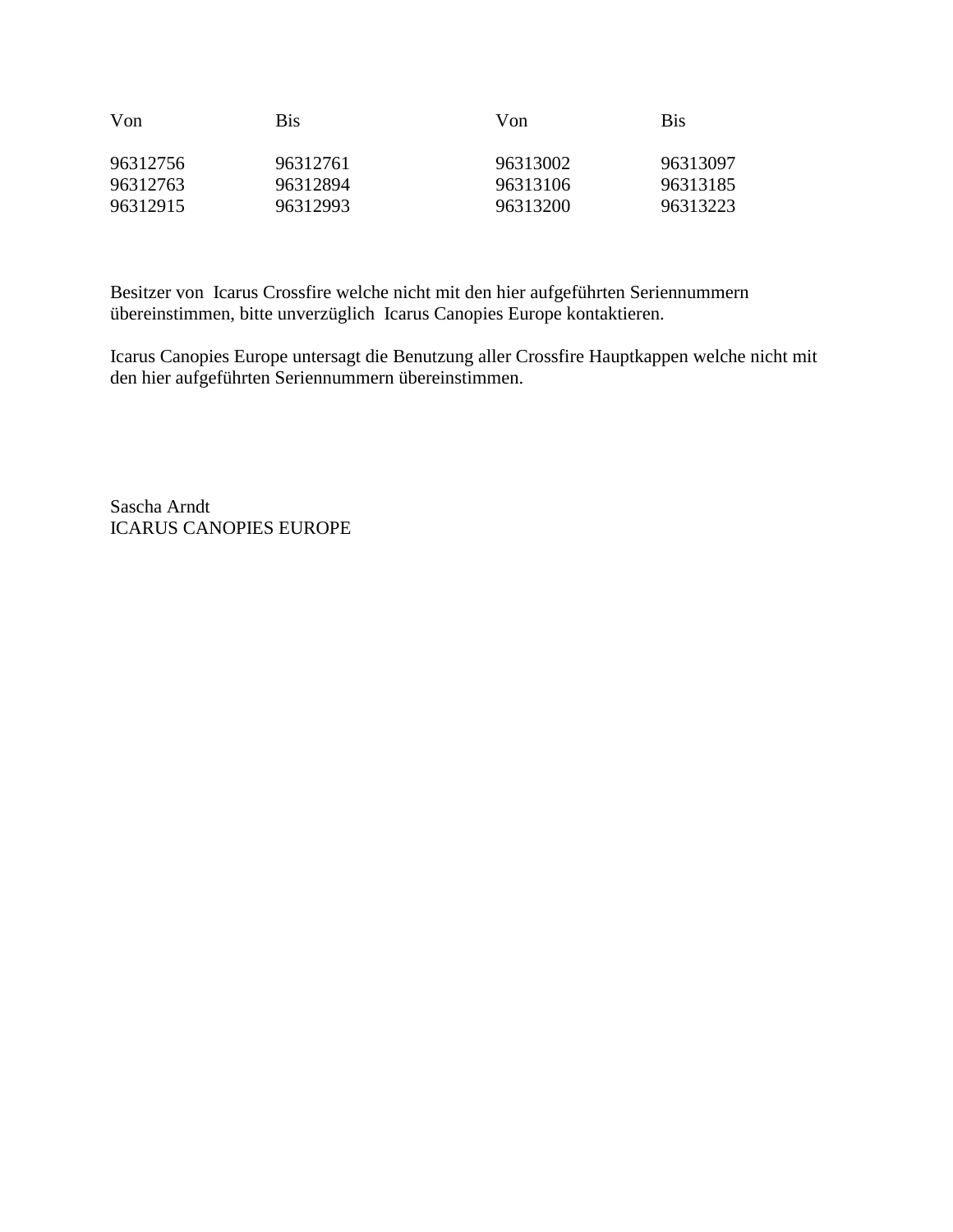| Von | Bis | Von | Bis |
|---|---|---|---|
| 96312756 | 96312761 | 96313002 | 96313097 |
| 96312763 | 96312894 | 96313106 | 96313185 |
| 96312915 | 96312993 | 96313200 | 96313223 |

Besitzer von Icarus Crossfire welche nicht mit den hier aufgeführten Seriennummern übereinstimmen, bitte unverzüglich Icarus Canopies Europe kontaktieren.

Icarus Canopies Europe untersagt die Benutzung aller Crossfire Hauptkappen welche nicht mit den hier aufgeführten Seriennummern übereinstimmen.

Sascha Arndt
ICARUS CANOPIES EUROPE